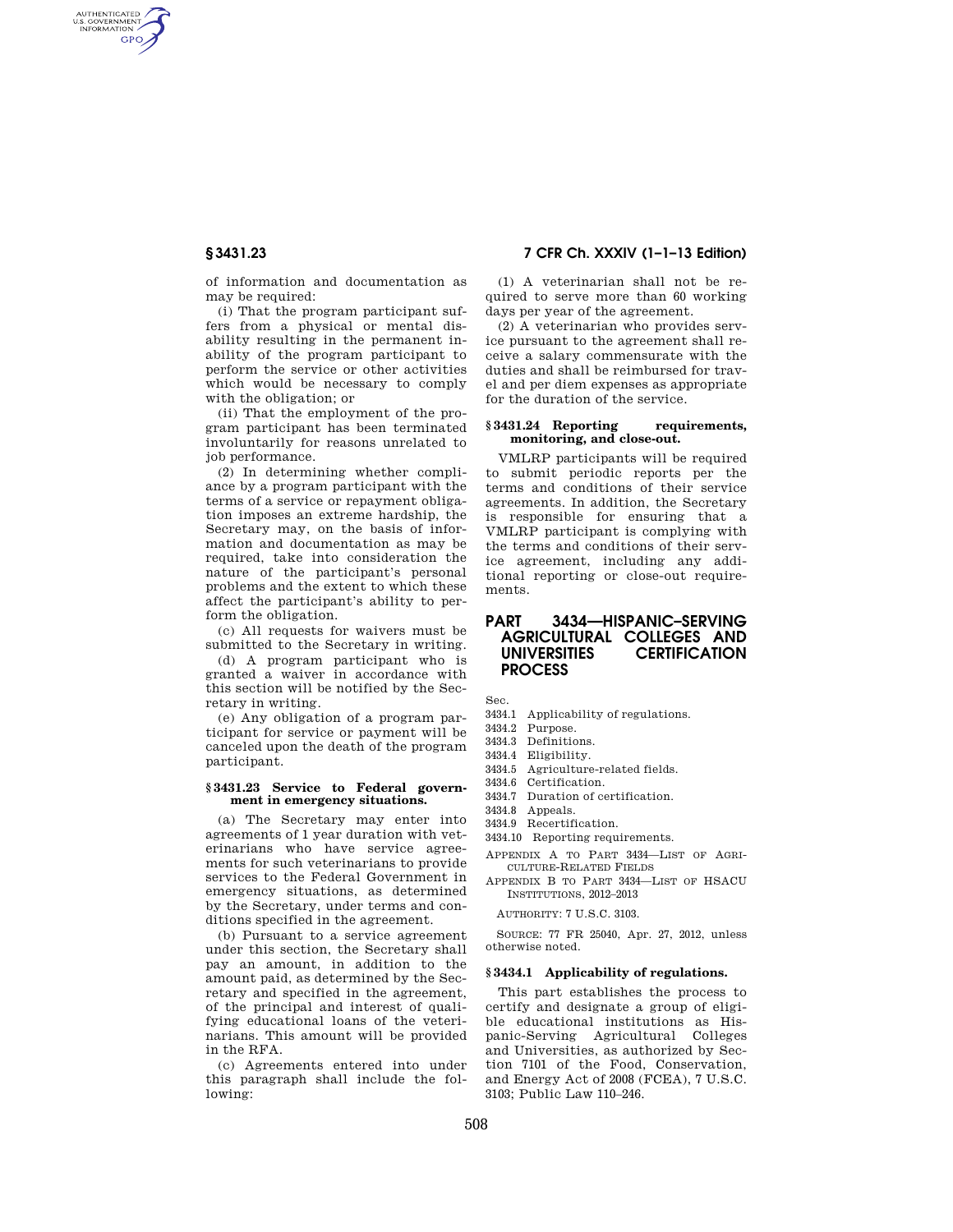of information and documentation as may be required:

(i) That the program participant suffers from a physical or mental disability resulting in the permanent inability of the program participant to perform the service or other activities which would be necessary to comply with the obligation; or

(ii) That the employment of the program participant has been terminated involuntarily for reasons unrelated to job performance.

(2) In determining whether compliance by a program participant with the terms of a service or repayment obligation imposes an extreme hardship, the Secretary may, on the basis of information and documentation as may be required, take into consideration the nature of the participant's personal problems and the extent to which these affect the participant's ability to perform the obligation.

(c) All requests for waivers must be submitted to the Secretary in writing.

(d) A program participant who is granted a waiver in accordance with this section will be notified by the Secretary in writing.

(e) Any obligation of a program participant for service or payment will be canceled upon the death of the program participant.

### § 3431.23 Service to Federal government in emergency situations.

(a) The Secretary may enter into agreements of 1 year duration with veterinarians who have service agreements for such veterinarians to provide services to the Federal Government in emergency situations, as determined by the Secretary, under terms and conditions specified in the agreement.

(b) Pursuant to a service agreement under this section, the Secretary shall pay an amount, in addition to the amount paid, as determined by the Secretary and specified in the agreement, of the principal and interest of qualifying educational loans of the veterinarians. This amount will be provided in the RFA.

(c) Agreements entered into under this paragraph shall include the following:

(1) A veterinarian shall not be required to serve more than 60 working days per year of the agreement.

(2) A veterinarian who provides service pursuant to the agreement shall receive a salary commensurate with the duties and shall be reimbursed for travel and per diem expenses as appropriate for the duration of the service.

### § 3431.24 Reporting requirements, monitoring, and close-out.

VMLRP participants will be required to submit periodic reports per the terms and conditions of their service agreements. In addition, the Secretary is responsible for ensuring that a VMLRP participant is complying with the terms and conditions of their service agreement, including any additional reporting or close-out requirements.

## PART 3434—HISPANIC-SERVING AGRICULTURAL COLLEGES AND UNIVERSITIES CERTIFICATION PROCESS

Sec.
- 3434.1 Applicability of regulations.
- 3434.2 Purpose.
- 3434.3 Definitions.
- 3434.4 Eligibility.
- 3434.5 Agriculture-related fields.
- 3434.6 Certification.
- 3434.7 Duration of certification.
- 3434.8 Appeals.
- 3434.9 Recertification.
- 3434.10 Reporting requirements.

APPENDIX A TO PART 3434—LIST OF AGRICULTURE-RELATED FIELDS

APPENDIX B TO PART 3434—LIST OF HSACU INSTITUTIONS, 2012–2013

AUTHORITY: 7 U.S.C. 3103.

SOURCE: 77 FR 25040, Apr. 27, 2012, unless otherwise noted.

### § 3434.1 Applicability of regulations.

This part establishes the process to certify and designate a group of eligible educational institutions as Hispanic-Serving Agricultural Colleges and Universities, as authorized by Section 7101 of the Food, Conservation, and Energy Act of 2008 (FCEA), 7 U.S.C. 3103; Public Law 110–246.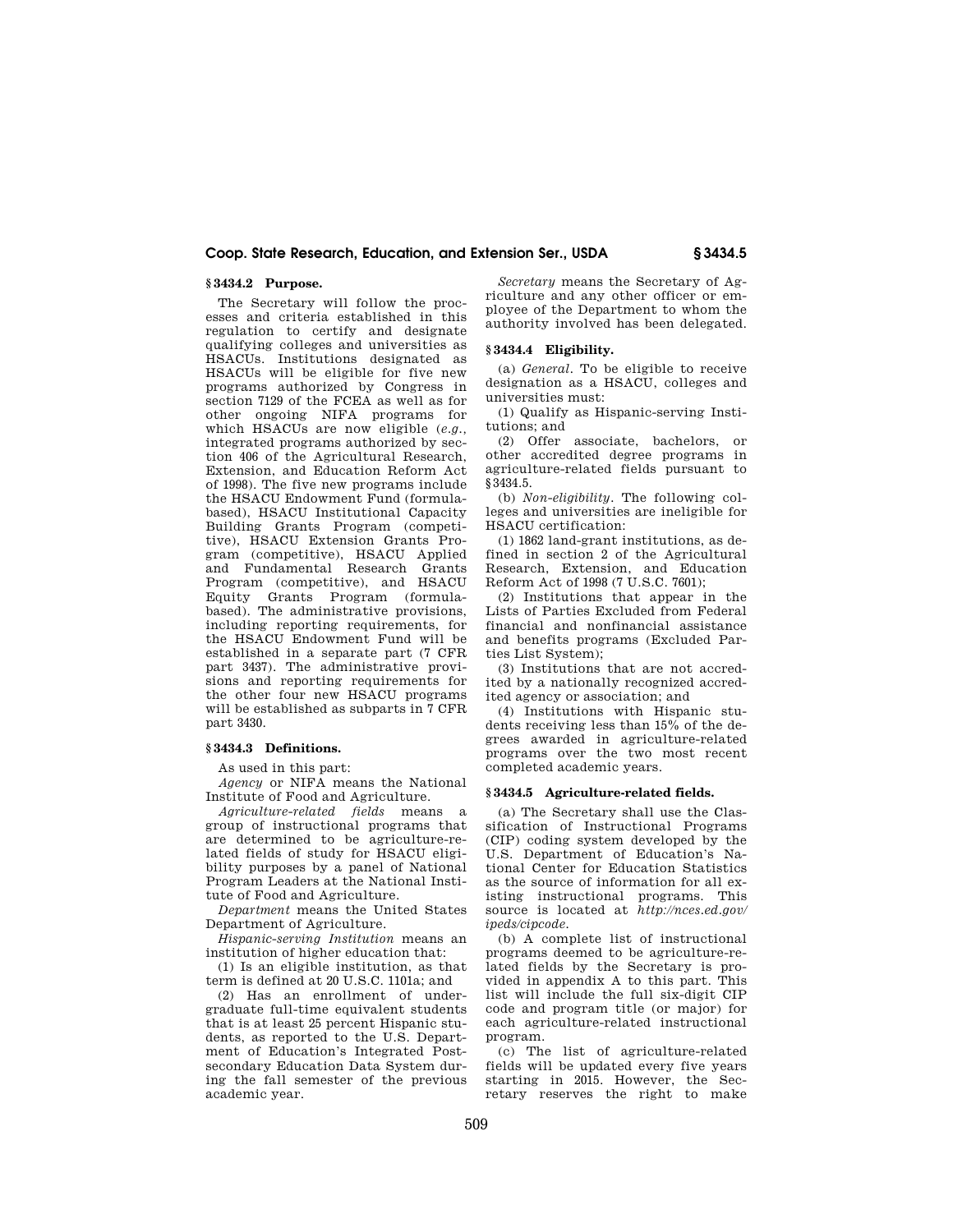### § 3434.2 Purpose.

The Secretary will follow the processes and criteria established in this regulation to certify and designate qualifying colleges and universities as HSACUs. Institutions designated as HSACUs will be eligible for five new programs authorized by Congress in section 7129 of the FCEA as well as for other ongoing NIFA programs for which HSACUs are now eligible (*e.g.*, integrated programs authorized by section 406 of the Agricultural Research, Extension, and Education Reform Act of 1998). The five new programs include the HSACU Endowment Fund (formula-based), HSACU Institutional Capacity Building Grants Program (competitive), HSACU Extension Grants Program (competitive), HSACU Applied and Fundamental Research Grants Program (competitive), and HSACU Equity Grants Program (formula-based). The administrative provisions, including reporting requirements, for the HSACU Endowment Fund will be established in a separate part (7 CFR part 3437). The administrative provisions and reporting requirements for the other four new HSACU programs will be established as subparts in 7 CFR part 3430.

### § 3434.3 Definitions.

As used in this part:

*Agency* or NIFA means the National Institute of Food and Agriculture.

*Agriculture-related fields* means a group of instructional programs that are determined to be agriculture-related fields of study for HSACU eligibility purposes by a panel of National Program Leaders at the National Institute of Food and Agriculture.

*Department* means the United States Department of Agriculture.

*Hispanic-serving Institution* means an institution of higher education that:

(1) Is an eligible institution, as that term is defined at 20 U.S.C. 1101a; and

(2) Has an enrollment of undergraduate full-time equivalent students that is at least 25 percent Hispanic students, as reported to the U.S. Department of Education's Integrated Postsecondary Education Data System during the fall semester of the previous academic year.

*Secretary* means the Secretary of Agriculture and any other officer or employee of the Department to whom the authority involved has been delegated.

### § 3434.4 Eligibility.

(a) *General*. To be eligible to receive designation as a HSACU, colleges and universities must:

(1) Qualify as Hispanic-serving Institutions; and

(2) Offer associate, bachelors, or other accredited degree programs in agriculture-related fields pursuant to § 3434.5.

(b) *Non-eligibility*. The following colleges and universities are ineligible for HSACU certification:

(1) 1862 land-grant institutions, as defined in section 2 of the Agricultural Research, Extension, and Education Reform Act of 1998 (7 U.S.C. 7601);

(2) Institutions that appear in the Lists of Parties Excluded from Federal financial and nonfinancial assistance and benefits programs (Excluded Parties List System);

(3) Institutions that are not accredited by a nationally recognized accredited agency or association; and

(4) Institutions with Hispanic students receiving less than 15% of the degrees awarded in agriculture-related programs over the two most recent completed academic years.

### § 3434.5 Agriculture-related fields.

(a) The Secretary shall use the Classification of Instructional Programs (CIP) coding system developed by the U.S. Department of Education's National Center for Education Statistics as the source of information for all existing instructional programs. This source is located at *http://nces.ed.gov/ipeds/cipcode*.

(b) A complete list of instructional programs deemed to be agriculture-related fields by the Secretary is provided in appendix A to this part. This list will include the full six-digit CIP code and program title (or major) for each agriculture-related instructional program.

(c) The list of agriculture-related fields will be updated every five years starting in 2015. However, the Secretary reserves the right to make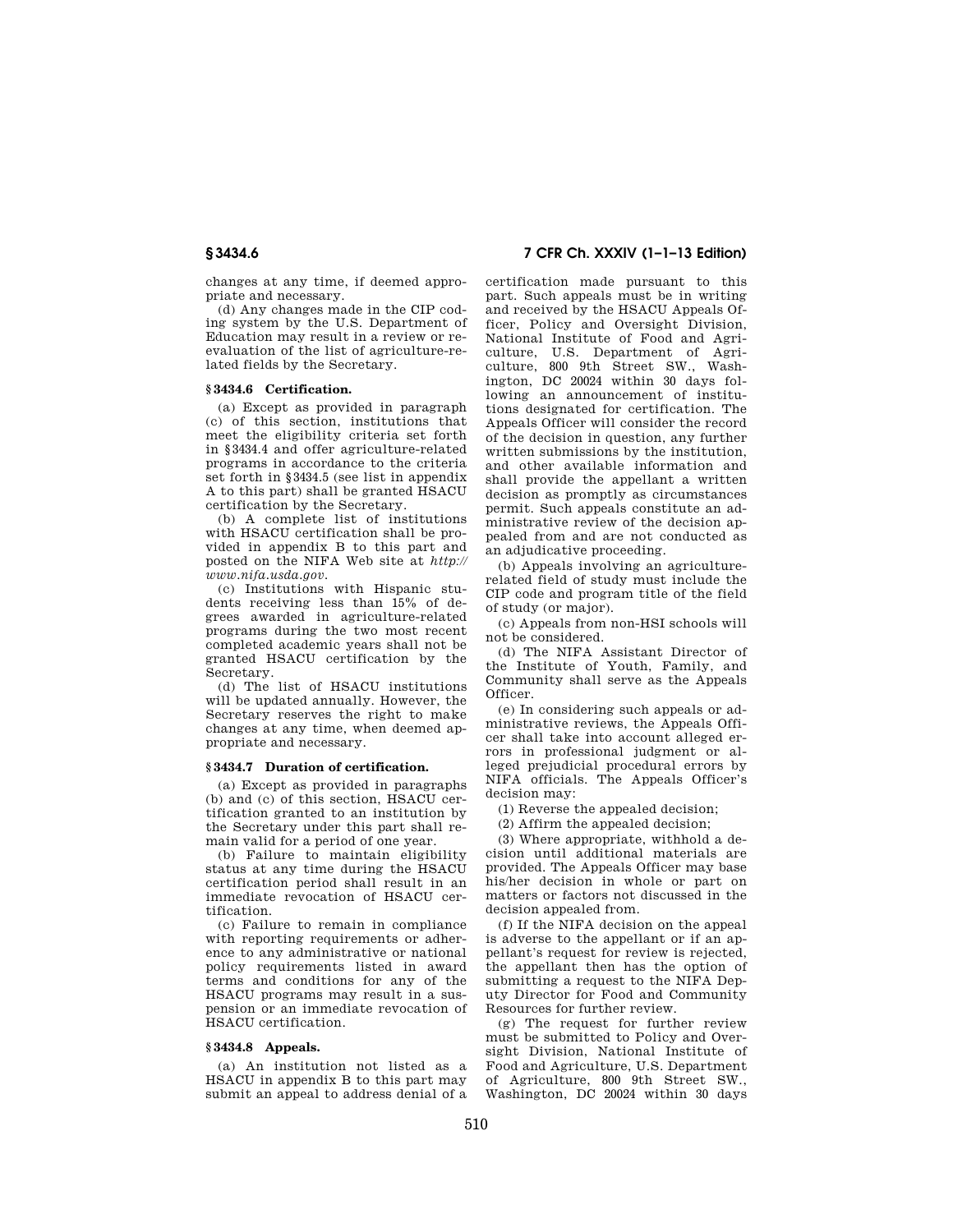changes at any time, if deemed appropriate and necessary.

(d) Any changes made in the CIP coding system by the U.S. Department of Education may result in a review or reevaluation of the list of agriculture-related fields by the Secretary.

### § 3434.6 Certification.

(a) Except as provided in paragraph (c) of this section, institutions that meet the eligibility criteria set forth in §3434.4 and offer agriculture-related programs in accordance to the criteria set forth in §3434.5 (see list in appendix A to this part) shall be granted HSACU certification by the Secretary.

(b) A complete list of institutions with HSACU certification shall be provided in appendix B to this part and posted on the NIFA Web site at *http://www.nifa.usda.gov*.

(c) Institutions with Hispanic students receiving less than 15% of degrees awarded in agriculture-related programs during the two most recent completed academic years shall not be granted HSACU certification by the Secretary.

(d) The list of HSACU institutions will be updated annually. However, the Secretary reserves the right to make changes at any time, when deemed appropriate and necessary.

### § 3434.7 Duration of certification.

(a) Except as provided in paragraphs (b) and (c) of this section, HSACU certification granted to an institution by the Secretary under this part shall remain valid for a period of one year.

(b) Failure to maintain eligibility status at any time during the HSACU certification period shall result in an immediate revocation of HSACU certification.

(c) Failure to remain in compliance with reporting requirements or adherence to any administrative or national policy requirements listed in award terms and conditions for any of the HSACU programs may result in a suspension or an immediate revocation of HSACU certification.

### § 3434.8 Appeals.

(a) An institution not listed as a HSACU in appendix B to this part may submit an appeal to address denial of a certification made pursuant to this part. Such appeals must be in writing and received by the HSACU Appeals Officer, Policy and Oversight Division, National Institute of Food and Agriculture, U.S. Department of Agriculture, 800 9th Street SW., Washington, DC 20024 within 30 days following an announcement of institutions designated for certification. The Appeals Officer will consider the record of the decision in question, any further written submissions by the institution, and other available information and shall provide the appellant a written decision as promptly as circumstances permit. Such appeals constitute an administrative review of the decision appealed from and are not conducted as an adjudicative proceeding.

(b) Appeals involving an agriculture-related field of study must include the CIP code and program title of the field of study (or major).

(c) Appeals from non-HSI schools will not be considered.

(d) The NIFA Assistant Director of the Institute of Youth, Family, and Community shall serve as the Appeals Officer.

(e) In considering such appeals or administrative reviews, the Appeals Officer shall take into account alleged errors in professional judgment or alleged prejudicial procedural errors by NIFA officials. The Appeals Officer's decision may:

(1) Reverse the appealed decision;

(2) Affirm the appealed decision;

(3) Where appropriate, withhold a decision until additional materials are provided. The Appeals Officer may base his/her decision in whole or part on matters or factors not discussed in the decision appealed from.

(f) If the NIFA decision on the appeal is adverse to the appellant or if an appellant's request for review is rejected, the appellant then has the option of submitting a request to the NIFA Deputy Director for Food and Community Resources for further review.

(g) The request for further review must be submitted to Policy and Oversight Division, National Institute of Food and Agriculture, U.S. Department of Agriculture, 800 9th Street SW., Washington, DC 20024 within 30 days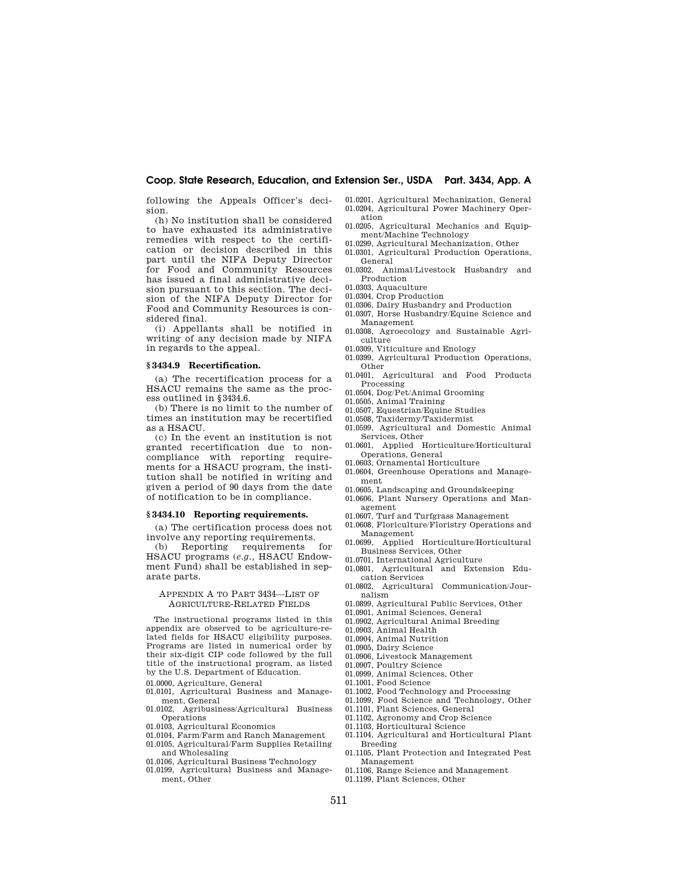following the Appeals Officer's decision.

(h) No institution shall be considered to have exhausted its administrative remedies with respect to the certification or decision described in this part until the NIFA Deputy Director for Food and Community Resources has issued a final administrative decision pursuant to this section. The decision of the NIFA Deputy Director for Food and Community Resources is considered final.

(i) Appellants shall be notified in writing of any decision made by NIFA in regards to the appeal.

### § 3434.9 Recertification.

(a) The recertification process for a HSACU remains the same as the process outlined in §3434.6.

(b) There is no limit to the number of times an institution may be recertified as a HSACU.

(c) In the event an institution is not granted recertification due to noncompliance with reporting requirements for a HSACU program, the institution shall be notified in writing and given a period of 90 days from the date of notification to be in compliance.

### § 3434.10 Reporting requirements.

(a) The certification process does not involve any reporting requirements.

(b) Reporting requirements for HSACU programs (*e.g.*, HSACU Endowment Fund) shall be established in separate parts.

## APPENDIX A TO PART 3434—LIST OF AGRICULTURE-RELATED FIELDS

The instructional programs listed in this appendix are observed to be agriculture-related fields for HSACU eligibility purposes. Programs are listed in numerical order by their six-digit CIP code followed by the full title of the instructional program, as listed by the U.S. Department of Education.

01.0000, Agriculture, General
01.0101, Agricultural Business and Management, General
01.0102, Agribusiness/Agricultural Business Operations
01.0103, Agricultural Economics
01.0104, Farm/Farm and Ranch Management
01.0105, Agricultural/Farm Supplies Retailing and Wholesaling
01.0106, Agricultural Business Technology
01.0199, Agricultural Business and Management, Other
01.0201, Agricultural Mechanization, General
01.0204, Agricultural Power Machinery Operation
01.0205, Agricultural Mechanics and Equipment/Machine Technology
01.0299, Agricultural Mechanization, Other
01.0301, Agricultural Production Operations, General
01.0302, Animal/Livestock Husbandry and Production
01.0303, Aquaculture
01.0304, Crop Production
01.0306, Dairy Husbandry and Production
01.0307, Horse Husbandry/Equine Science and Management
01.0308, Agroecology and Sustainable Agriculture
01.0309, Viticulture and Enology
01.0399, Agricultural Production Operations, Other
01.0401, Agricultural and Food Products Processing
01.0504, Dog/Pet/Animal Grooming
01.0505, Animal Training
01.0507, Equestrian/Equine Studies
01.0508, Taxidermy/Taxidermist
01.0599, Agricultural and Domestic Animal Services, Other
01.0601, Applied Horticulture/Horticultural Operations, General
01.0603, Ornamental Horticulture
01.0604, Greenhouse Operations and Management
01.0605, Landscaping and Groundskeeping
01.0606, Plant Nursery Operations and Management
01.0607, Turf and Turfgrass Management
01.0608, Floriculture/Floristry Operations and Management
01.0699, Applied Horticulture/Horticultural Business Services, Other
01.0701, International Agriculture
01.0801, Agricultural and Extension Education Services
01.0802, Agricultural Communication/Journalism
01.0899, Agricultural Public Services, Other
01.0901, Animal Sciences, General
01.0902, Agricultural Animal Breeding
01.0903, Animal Health
01.0904, Animal Nutrition
01.0905, Dairy Science
01.0906, Livestock Management
01.0907, Poultry Science
01.0999, Animal Sciences, Other
01.1001, Food Science
01.1002, Food Technology and Processing
01.1099, Food Science and Technology, Other
01.1101, Plant Sciences, General
01.1102, Agronomy and Crop Science
01.1103, Horticultural Science
01.1104, Agricultural and Horticultural Plant Breeding
01.1105, Plant Protection and Integrated Pest Management
01.1106, Range Science and Management
01.1199, Plant Sciences, Other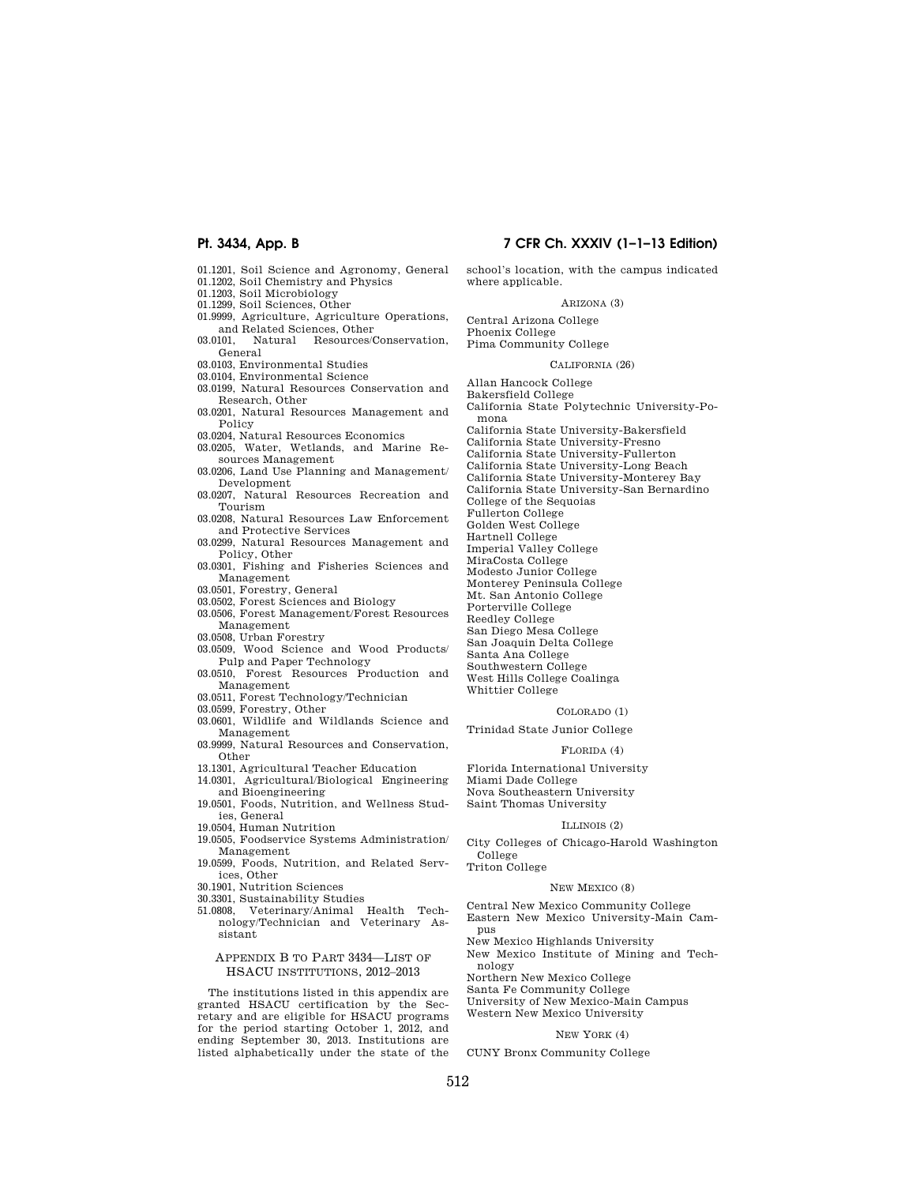01.1201, Soil Science and Agronomy, General
01.1202, Soil Chemistry and Physics
01.1203, Soil Microbiology
01.1299, Soil Sciences, Other
01.9999, Agriculture, Agriculture Operations, and Related Sciences, Other
03.0101, Natural Resources/Conservation, General
03.0103, Environmental Studies
03.0104, Environmental Science
03.0199, Natural Resources Conservation and Research, Other
03.0201, Natural Resources Management and Policy
03.0204, Natural Resources Economics
03.0205, Water, Wetlands, and Marine Resources Management
03.0206, Land Use Planning and Management/Development
03.0207, Natural Resources Recreation and Tourism
03.0208, Natural Resources Law Enforcement and Protective Services
03.0299, Natural Resources Management and Policy, Other
03.0301, Fishing and Fisheries Sciences and Management
03.0501, Forestry, General
03.0502, Forest Sciences and Biology
03.0506, Forest Management/Forest Resources Management
03.0508, Urban Forestry
03.0509, Wood Science and Wood Products/Pulp and Paper Technology
03.0510, Forest Resources Production and Management
03.0511, Forest Technology/Technician
03.0599, Forestry, Other
03.0601, Wildlife and Wildlands Science and Management
03.9999, Natural Resources and Conservation, Other
13.1301, Agricultural Teacher Education
14.0301, Agricultural/Biological Engineering and Bioengineering
19.0501, Foods, Nutrition, and Wellness Studies, General
19.0504, Human Nutrition
19.0505, Foodservice Systems Administration/Management
19.0599, Foods, Nutrition, and Related Services, Other
30.1901, Nutrition Sciences
30.3301, Sustainability Studies
51.0808, Veterinary/Animal Health Technology/Technician and Veterinary Assistant

## APPENDIX B TO PART 3434—LIST OF HSACU INSTITUTIONS, 2012–2013

The institutions listed in this appendix are granted HSACU certification by the Secretary and are eligible for HSACU programs for the period starting October 1, 2012, and ending September 30, 2013. Institutions are listed alphabetically under the state of the school's location, with the campus indicated where applicable.

### ARIZONA (3)

Central Arizona College
Phoenix College
Pima Community College

### CALIFORNIA (26)

Allan Hancock College
Bakersfield College
California State Polytechnic University-Pomona
California State University-Bakersfield
California State University-Fresno
California State University-Fullerton
California State University-Long Beach
California State University-Monterey Bay
California State University-San Bernardino
College of the Sequoias
Fullerton College
Golden West College
Hartnell College
Imperial Valley College
MiraCosta College
Modesto Junior College
Monterey Peninsula College
Mt. San Antonio College
Porterville College
Reedley College
San Diego Mesa College
San Joaquin Delta College
Santa Ana College
Southwestern College
West Hills College Coalinga
Whittier College

### COLORADO (1)

Trinidad State Junior College

### FLORIDA (4)

Florida International University
Miami Dade College
Nova Southeastern University
Saint Thomas University

### ILLINOIS (2)

City Colleges of Chicago-Harold Washington College
Triton College

### NEW MEXICO (8)

Central New Mexico Community College
Eastern New Mexico University-Main Campus
New Mexico Highlands University
New Mexico Institute of Mining and Technology
Northern New Mexico College
Santa Fe Community College
University of New Mexico-Main Campus
Western New Mexico University

### NEW YORK (4)

CUNY Bronx Community College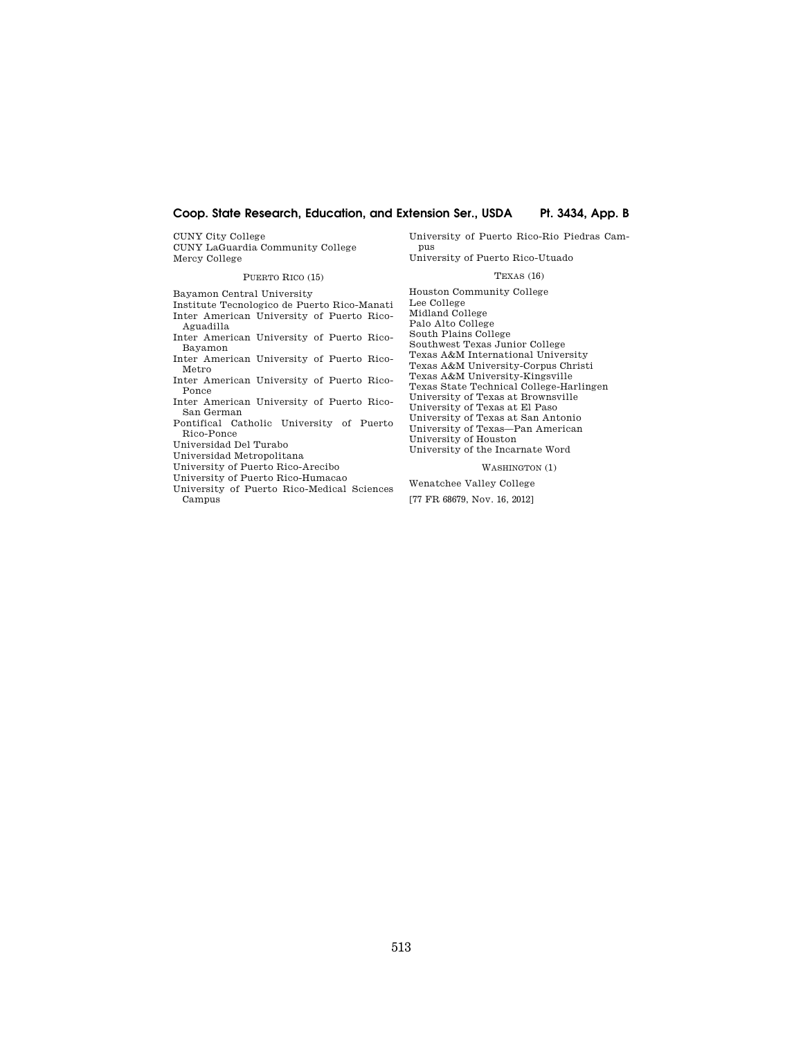CUNY City College
CUNY LaGuardia Community College
Mercy College

PUERTO RICO (15)

Bayamon Central University
Institute Tecnologico de Puerto Rico-Manati
Inter American University of Puerto Rico-Aguadilla
Inter American University of Puerto Rico-Bayamon
Inter American University of Puerto Rico-Metro
Inter American University of Puerto Rico-Ponce
Inter American University of Puerto Rico-San German
Pontifical Catholic University of Puerto Rico-Ponce
Universidad Del Turabo
Universidad Metropolitana
University of Puerto Rico-Arecibo
University of Puerto Rico-Humacao
University of Puerto Rico-Medical Sciences Campus
University of Puerto Rico-Rio Piedras Campus
University of Puerto Rico-Utuado

TEXAS (16)

Houston Community College
Lee College
Midland College
Palo Alto College
South Plains College
Southwest Texas Junior College
Texas A&M International University
Texas A&M University-Corpus Christi
Texas A&M University-Kingsville
Texas State Technical College-Harlingen
University of Texas at Brownsville
University of Texas at El Paso
University of Texas at San Antonio
University of Texas—Pan American
University of Houston
University of the Incarnate Word

WASHINGTON (1)

Wenatchee Valley College

[77 FR 68679, Nov. 16, 2012]